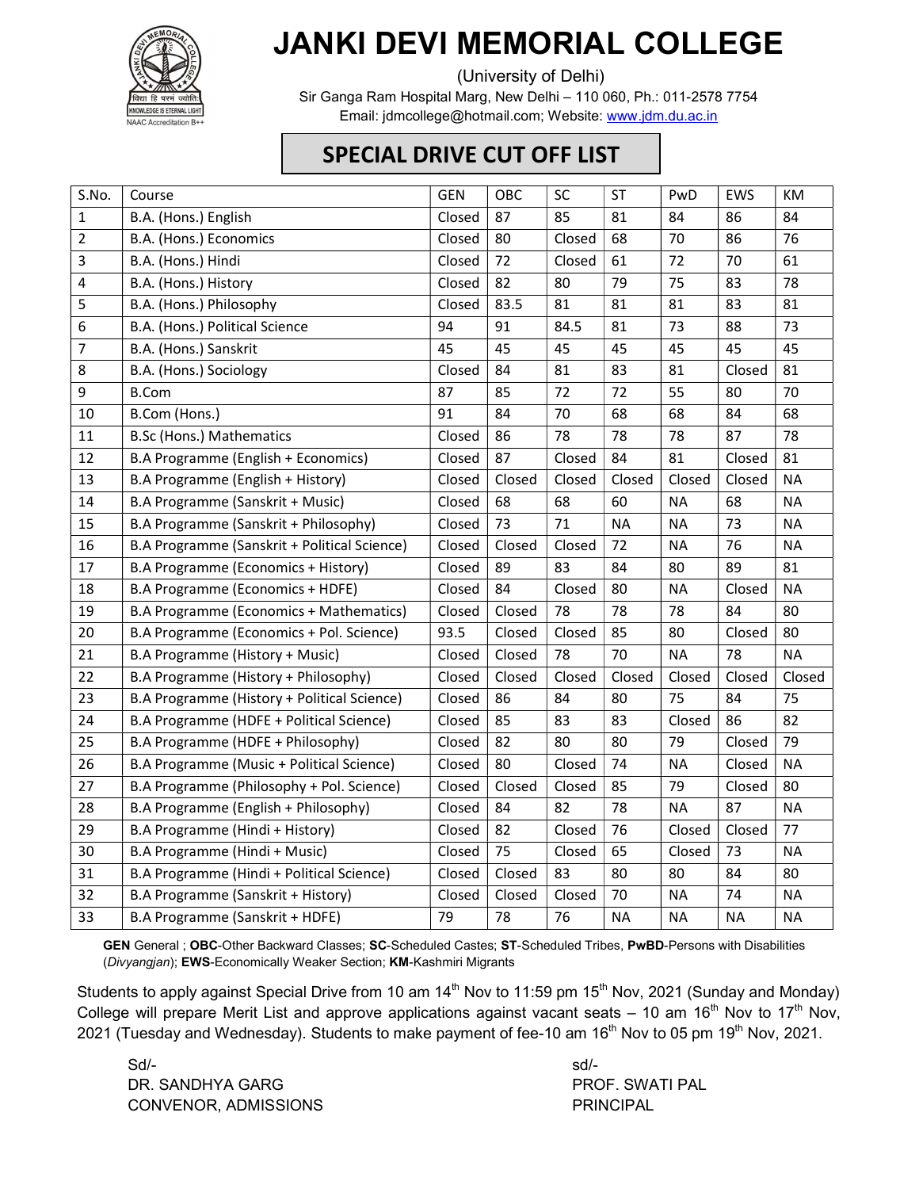# JANKI DEVI MEMORIAL COLLEGE

(University of Delhi)

Sir Ganga Ram Hospital Marg, New Delhi – 110 060, Ph.: 011-2578 7754

Email: jdmcollege@hotmail.com; Website: www.jdm.du.ac.in

## SPECIAL DRIVE CUT OFF LIST

| S.No. | Course | GEN | OBC | SC | ST | PwD | EWS | KM |
|---|---|---|---|---|---|---|---|---|
| 1 | B.A. (Hons.) English | Closed | 87 | 85 | 81 | 84 | 86 | 84 |
| 2 | B.A. (Hons.) Economics | Closed | 80 | Closed | 68 | 70 | 86 | 76 |
| 3 | B.A. (Hons.) Hindi | Closed | 72 | Closed | 61 | 72 | 70 | 61 |
| 4 | B.A. (Hons.) History | Closed | 82 | 80 | 79 | 75 | 83 | 78 |
| 5 | B.A. (Hons.) Philosophy | Closed | 83.5 | 81 | 81 | 81 | 83 | 81 |
| 6 | B.A. (Hons.) Political Science | 94 | 91 | 84.5 | 81 | 73 | 88 | 73 |
| 7 | B.A. (Hons.) Sanskrit | 45 | 45 | 45 | 45 | 45 | 45 | 45 |
| 8 | B.A. (Hons.) Sociology | Closed | 84 | 81 | 83 | 81 | Closed | 81 |
| 9 | B.Com | 87 | 85 | 72 | 72 | 55 | 80 | 70 |
| 10 | B.Com (Hons.) | 91 | 84 | 70 | 68 | 68 | 84 | 68 |
| 11 | B.Sc (Hons.) Mathematics | Closed | 86 | 78 | 78 | 78 | 87 | 78 |
| 12 | B.A Programme (English + Economics) | Closed | 87 | Closed | 84 | 81 | Closed | 81 |
| 13 | B.A Programme (English + History) | Closed | Closed | Closed | Closed | Closed | Closed | NA |
| 14 | B.A Programme (Sanskrit + Music) | Closed | 68 | 68 | 60 | NA | 68 | NA |
| 15 | B.A Programme (Sanskrit + Philosophy) | Closed | 73 | 71 | NA | NA | 73 | NA |
| 16 | B.A Programme (Sanskrit + Political Science) | Closed | Closed | Closed | 72 | NA | 76 | NA |
| 17 | B.A Programme (Economics + History) | Closed | 89 | 83 | 84 | 80 | 89 | 81 |
| 18 | B.A Programme (Economics + HDFE) | Closed | 84 | Closed | 80 | NA | Closed | NA |
| 19 | B.A Programme (Economics + Mathematics) | Closed | Closed | 78 | 78 | 78 | 84 | 80 |
| 20 | B.A Programme (Economics + Pol. Science) | 93.5 | Closed | Closed | 85 | 80 | Closed | 80 |
| 21 | B.A Programme (History + Music) | Closed | Closed | 78 | 70 | NA | 78 | NA |
| 22 | B.A Programme (History + Philosophy) | Closed | Closed | Closed | Closed | Closed | Closed | Closed |
| 23 | B.A Programme (History + Political Science) | Closed | 86 | 84 | 80 | 75 | 84 | 75 |
| 24 | B.A Programme (HDFE + Political Science) | Closed | 85 | 83 | 83 | Closed | 86 | 82 |
| 25 | B.A Programme (HDFE + Philosophy) | Closed | 82 | 80 | 80 | 79 | Closed | 79 |
| 26 | B.A Programme (Music + Political Science) | Closed | 80 | Closed | 74 | NA | Closed | NA |
| 27 | B.A Programme (Philosophy + Pol. Science) | Closed | Closed | Closed | 85 | 79 | Closed | 80 |
| 28 | B.A Programme (English + Philosophy) | Closed | 84 | 82 | 78 | NA | 87 | NA |
| 29 | B.A Programme (Hindi + History) | Closed | 82 | Closed | 76 | Closed | Closed | 77 |
| 30 | B.A Programme (Hindi + Music) | Closed | 75 | Closed | 65 | Closed | 73 | NA |
| 31 | B.A Programme (Hindi + Political Science) | Closed | Closed | 83 | 80 | 80 | 84 | 80 |
| 32 | B.A Programme (Sanskrit + History) | Closed | Closed | Closed | 70 | NA | 74 | NA |
| 33 | B.A Programme (Sanskrit + HDFE) | 79 | 78 | 76 | NA | NA | NA | NA |

**GEN** General ; **OBC**-Other Backward Classes; **SC**-Scheduled Castes; **ST**-Scheduled Tribes, **PwBD**-Persons with Disabilities (*Divyangjan*); **EWS**-Economically Weaker Section; **KM**-Kashmiri Migrants

Students to apply against Special Drive from 10 am 14th Nov to 11:59 pm 15th Nov, 2021 (Sunday and Monday) College will prepare Merit List and approve applications against vacant seats – 10 am 16th Nov to 17th Nov, 2021 (Tuesday and Wednesday). Students to make payment of fee-10 am 16th Nov to 05 pm 19th Nov, 2021.

Sd/-
DR. SANDHYA GARG
CONVENOR, ADMISSIONS

sd/-
PROF. SWATI PAL
PRINCIPAL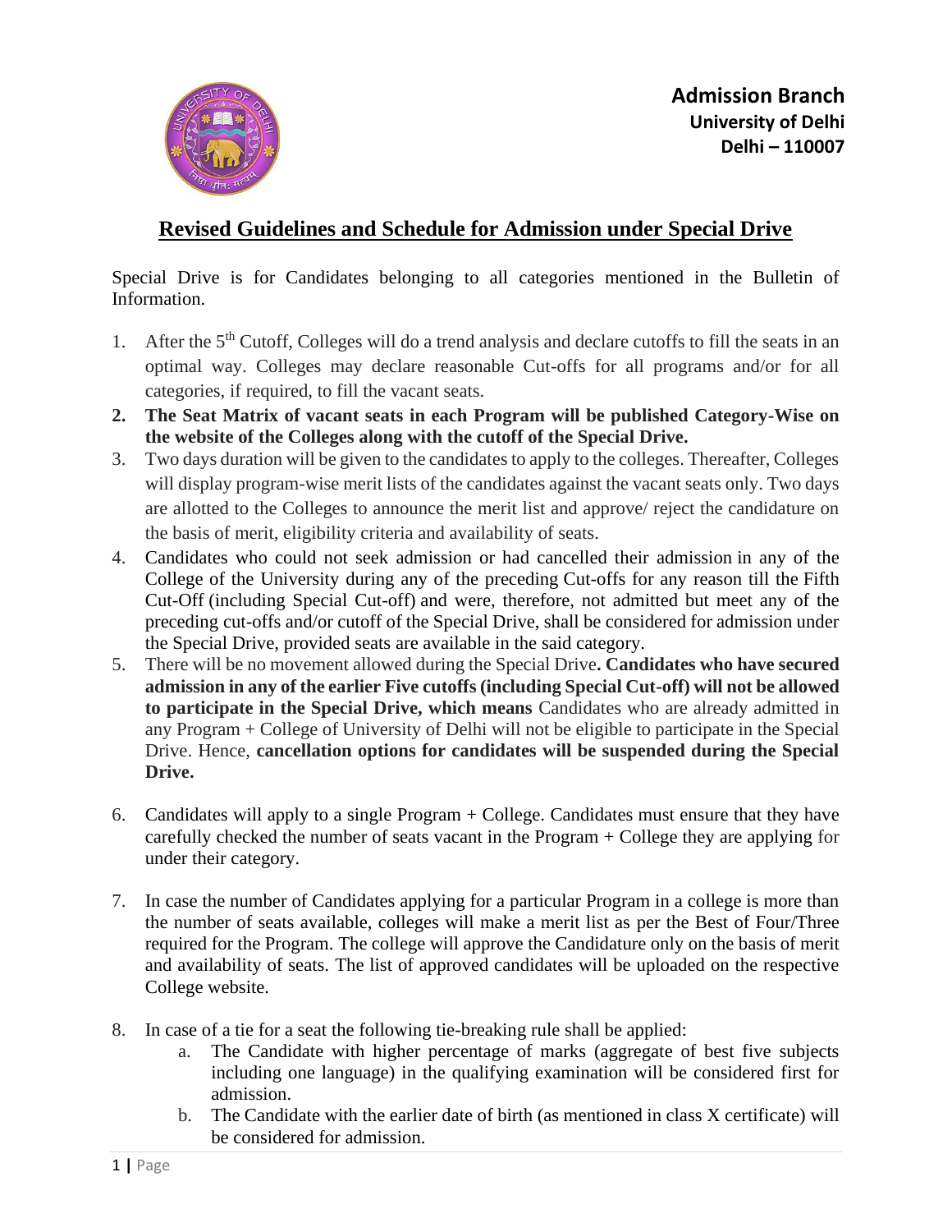**Admission Branch**
**University of Delhi**
**Delhi – 110007**

# Revised Guidelines and Schedule for Admission under Special Drive

Special Drive is for Candidates belonging to all categories mentioned in the Bulletin of Information.

1. After the 5th Cutoff, Colleges will do a trend analysis and declare cutoffs to fill the seats in an optimal way. Colleges may declare reasonable Cut-offs for all programs and/or for all categories, if required, to fill the vacant seats.
2. **The Seat Matrix of vacant seats in each Program will be published Category-Wise on the website of the Colleges along with the cutoff of the Special Drive.**
3. Two days duration will be given to the candidates to apply to the colleges. Thereafter, Colleges will display program-wise merit lists of the candidates against the vacant seats only. Two days are allotted to the Colleges to announce the merit list and approve/ reject the candidature on the basis of merit, eligibility criteria and availability of seats.
4. Candidates who could not seek admission or had cancelled their admission in any of the College of the University during any of the preceding Cut-offs for any reason till the Fifth Cut-Off (including Special Cut-off) and were, therefore, not admitted but meet any of the preceding cut-offs and/or cutoff of the Special Drive, shall be considered for admission under the Special Drive, provided seats are available in the said category.
5. There will be no movement allowed during the Special Drive**. Candidates who have secured admission in any of the earlier Five cutoffs (including Special Cut-off) will not be allowed to participate in the Special Drive, which means** Candidates who are already admitted in any Program + College of University of Delhi will not be eligible to participate in the Special Drive. Hence, **cancellation options for candidates will be suspended during the Special Drive.**
6. Candidates will apply to a single Program + College. Candidates must ensure that they have carefully checked the number of seats vacant in the Program + College they are applying for under their category.
7. In case the number of Candidates applying for a particular Program in a college is more than the number of seats available, colleges will make a merit list as per the Best of Four/Three required for the Program. The college will approve the Candidature only on the basis of merit and availability of seats. The list of approved candidates will be uploaded on the respective College website.
8. In case of a tie for a seat the following tie-breaking rule shall be applied:
   a. The Candidate with higher percentage of marks (aggregate of best five subjects including one language) in the qualifying examination will be considered first for admission.
   b. The Candidate with the earlier date of birth (as mentioned in class X certificate) will be considered for admission.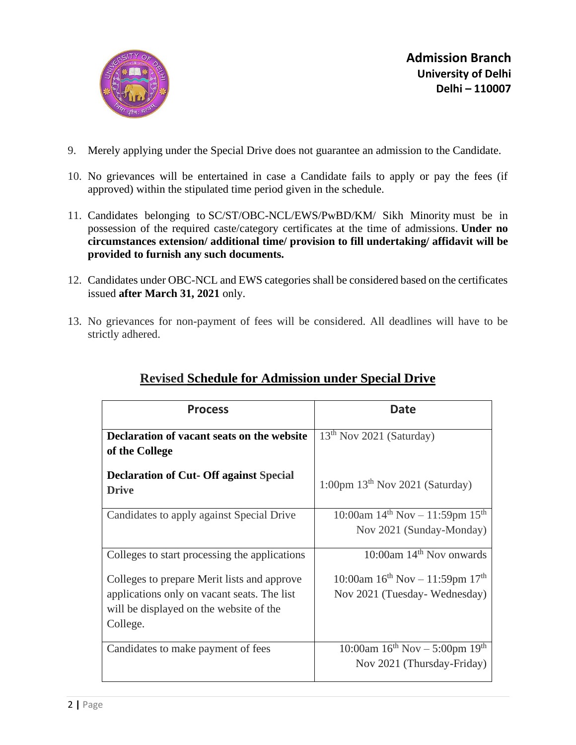9. Merely applying under the Special Drive does not guarantee an admission to the Candidate.

10. No grievances will be entertained in case a Candidate fails to apply or pay the fees (if approved) within the stipulated time period given in the schedule.

11. Candidates belonging to SC/ST/OBC-NCL/EWS/PwBD/KM/ Sikh Minority must be in possession of the required caste/category certificates at the time of admissions. **Under no circumstances extension/ additional time/ provision to fill undertaking/ affidavit will be provided to furnish any such documents.**

12. Candidates under OBC-NCL and EWS categories shall be considered based on the certificates issued **after March 31, 2021** only.

13. No grievances for non-payment of fees will be considered. All deadlines will have to be strictly adhered.

## Revised Schedule for Admission under Special Drive

| Process | Date |
|---|---|
| **Declaration of vacant seats on the website of the College** | 13th Nov 2021 (Saturday) |
| **Declaration of Cut- Off against Special Drive** | 1:00pm 13th Nov 2021 (Saturday) |
| Candidates to apply against Special Drive | 10:00am 14th Nov – 11:59pm 15th Nov 2021 (Sunday-Monday) |
| Colleges to start processing the applications | 10:00am 14th Nov onwards |
| Colleges to prepare Merit lists and approve applications only on vacant seats. The list will be displayed on the website of the College. | 10:00am 16th Nov – 11:59pm 17th Nov 2021 (Tuesday- Wednesday) |
| Candidates to make payment of fees | 10:00am 16th Nov – 5:00pm 19th Nov 2021 (Thursday-Friday) |